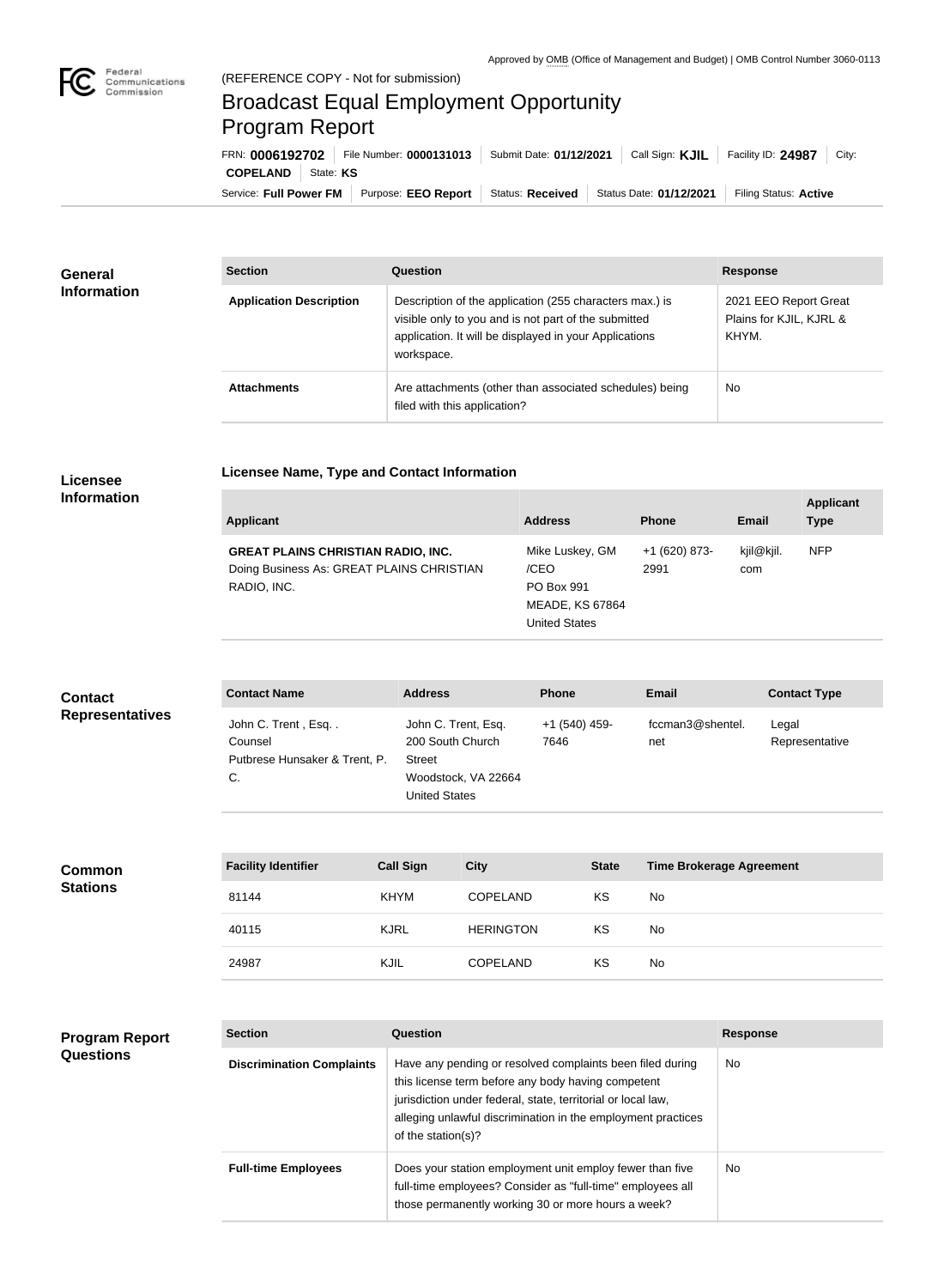Approved by OMB (Office of Management and Budget) | OMB Control Number 3060-0113

(REFERENCE COPY - Not for submission)

# Broadcast Equal Employment Opportunity Program Report

FRN: **0006192702** | File Number: **0000131013** | Submit Date: **01/12/2021** | Call Sign: **KJIL** | Facility ID: **24987** | City: **COPELAND** | State: **KS**

Service: **Full Power FM** | Purpose: **EEO Report** | Status: **Received** | Status Date: **01/12/2021** | Filing Status: **Active**

## General Information

| Section | Question | Response |
|---|---|---|
| **Application Description** | Description of the application (255 characters max.) is visible only to you and is not part of the submitted application. It will be displayed in your Applications workspace. | 2021 EEO Report Great Plains for KJIL, KJRL & KHYM. |
| **Attachments** | Are attachments (other than associated schedules) being filed with this application? | No |

## Licensee Information

### Licensee Name, Type and Contact Information

| Applicant | Address | Phone | Email | Applicant Type |
|---|---|---|---|---|
| **GREAT PLAINS CHRISTIAN RADIO, INC.** Doing Business As: GREAT PLAINS CHRISTIAN RADIO, INC. | Mike Luskey, GM /CEO PO Box 991 MEADE, KS 67864 United States | +1 (620) 873-2991 | kjil@kjil.com | NFP |

## Contact Representatives

| Contact Name | Address | Phone | Email | Contact Type |
|---|---|---|---|---|
| John C. Trent , Esq. . Counsel Putbrese Hunsaker & Trent, P. C. | John C. Trent, Esq. 200 South Church Street Woodstock, VA 22664 United States | +1 (540) 459-7646 | fccman3@shentel.net | Legal Representative |

## Common Stations

| Facility Identifier | Call Sign | City | State | Time Brokerage Agreement |
|---|---|---|---|---|
| 81144 | KHYM | COPELAND | KS | No |
| 40115 | KJRL | HERINGTON | KS | No |
| 24987 | KJIL | COPELAND | KS | No |

## Program Report Questions

| Section | Question | Response |
|---|---|---|
| **Discrimination Complaints** | Have any pending or resolved complaints been filed during this license term before any body having competent jurisdiction under federal, state, territorial or local law, alleging unlawful discrimination in the employment practices of the station(s)? | No |
| **Full-time Employees** | Does your station employment unit employ fewer than five full-time employees? Consider as "full-time" employees all those permanently working 30 or more hours a week? | No |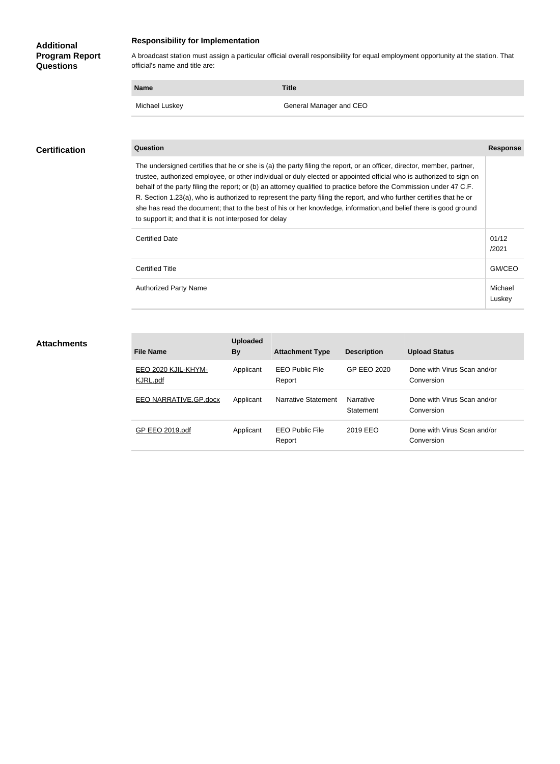## Additional Program Report Questions

### Responsibility for Implementation

A broadcast station must assign a particular official overall responsibility for equal employment opportunity at the station. That official's name and title are:

| Name | Title |
|---|---|
| Michael Luskey | General Manager and CEO |

## Certification

| Question | Response |
|---|---|
| The undersigned certifies that he or she is (a) the party filing the report, or an officer, director, member, partner, trustee, authorized employee, or other individual or duly elected or appointed official who is authorized to sign on behalf of the party filing the report; or (b) an attorney qualified to practice before the Commission under 47 C.F. R. Section 1.23(a), who is authorized to represent the party filing the report, and who further certifies that he or she has read the document; that to the best of his or her knowledge, information,and belief there is good ground to support it; and that it is not interposed for delay | |
| Certified Date | 01/12/2021 |
| Certified Title | GM/CEO |
| Authorized Party Name | Michael Luskey |

## Attachments

| File Name | Uploaded By | Attachment Type | Description | Upload Status |
|---|---|---|---|---|
| EEO 2020 KJIL-KHYM-KJRL.pdf | Applicant | EEO Public File Report | GP EEO 2020 | Done with Virus Scan and/or Conversion |
| EEO NARRATIVE.GP.docx | Applicant | Narrative Statement | Narrative Statement | Done with Virus Scan and/or Conversion |
| GP EEO 2019.pdf | Applicant | EEO Public File Report | 2019 EEO | Done with Virus Scan and/or Conversion |